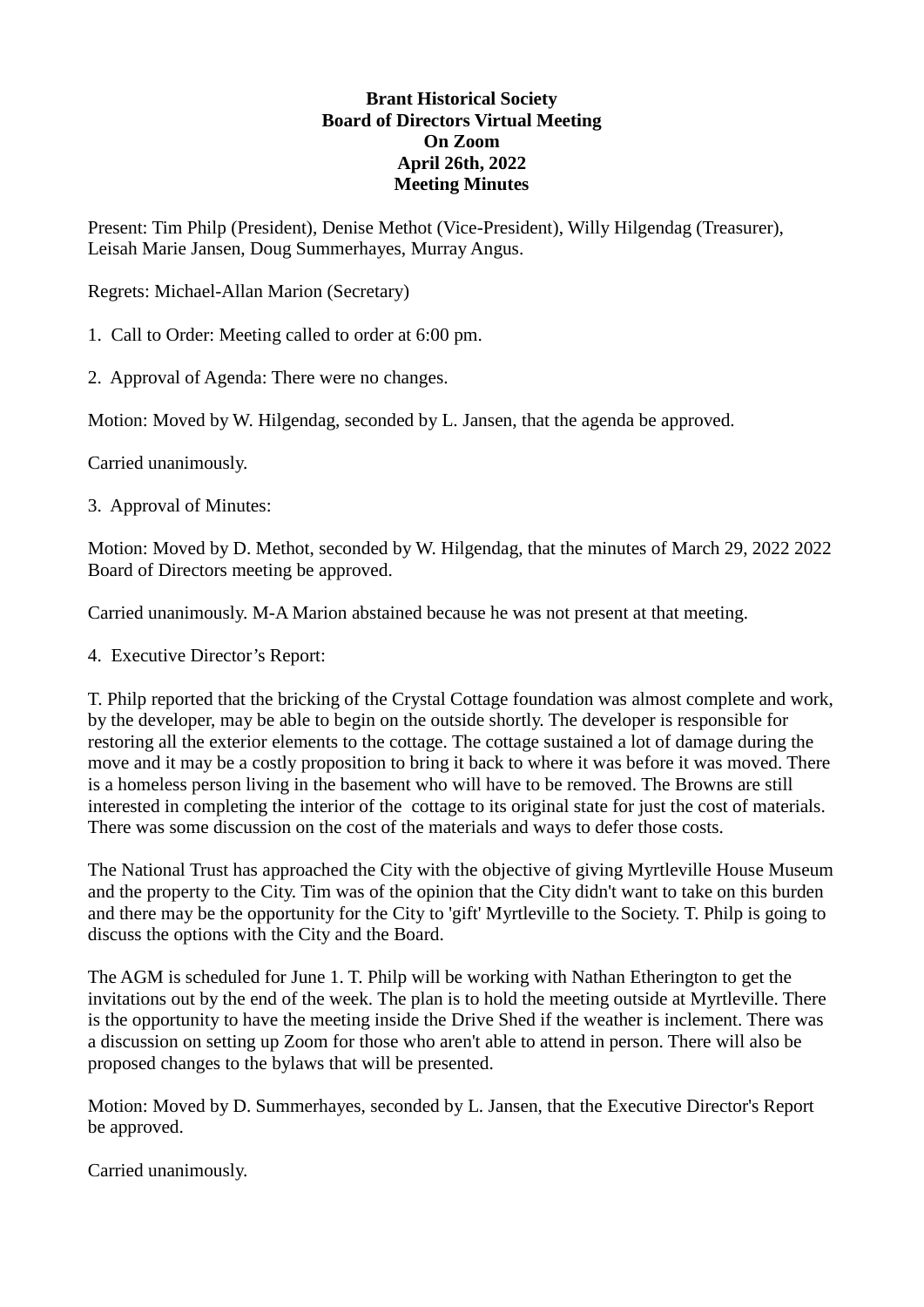**Brant Historical Society**
**Board of Directors Virtual Meeting**
**On Zoom**
**April 26th, 2022**
**Meeting Minutes**

Present: Tim Philp (President), Denise Methot (Vice-President), Willy Hilgendag (Treasurer), Leisah Marie Jansen, Doug Summerhayes, Murray Angus.

Regrets: Michael-Allan Marion (Secretary)

1. Call to Order: Meeting called to order at 6:00 pm.

2. Approval of Agenda: There were no changes.

Motion: Moved by W. Hilgendag, seconded by L. Jansen, that the agenda be approved.

Carried unanimously.

3. Approval of Minutes:

Motion: Moved by D. Methot, seconded by W. Hilgendag, that the minutes of March 29, 2022 2022 Board of Directors meeting be approved.

Carried unanimously. M-A Marion abstained because he was not present at that meeting.

4. Executive Director's Report:

T. Philp reported that the bricking of the Crystal Cottage foundation was almost complete and work, by the developer, may be able to begin on the outside shortly. The developer is responsible for restoring all the exterior elements to the cottage. The cottage sustained a lot of damage during the move and it may be a costly proposition to bring it back to where it was before it was moved. There is a homeless person living in the basement who will have to be removed. The Browns are still interested in completing the interior of the cottage to its original state for just the cost of materials. There was some discussion on the cost of the materials and ways to defer those costs.

The National Trust has approached the City with the objective of giving Myrtleville House Museum and the property to the City. Tim was of the opinion that the City didn't want to take on this burden and there may be the opportunity for the City to 'gift' Myrtleville to the Society. T. Philp is going to discuss the options with the City and the Board.

The AGM is scheduled for June 1. T. Philp will be working with Nathan Etherington to get the invitations out by the end of the week. The plan is to hold the meeting outside at Myrtleville. There is the opportunity to have the meeting inside the Drive Shed if the weather is inclement. There was a discussion on setting up Zoom for those who aren't able to attend in person. There will also be proposed changes to the bylaws that will be presented.

Motion: Moved by D. Summerhayes, seconded by L. Jansen, that the Executive Director's Report be approved.

Carried unanimously.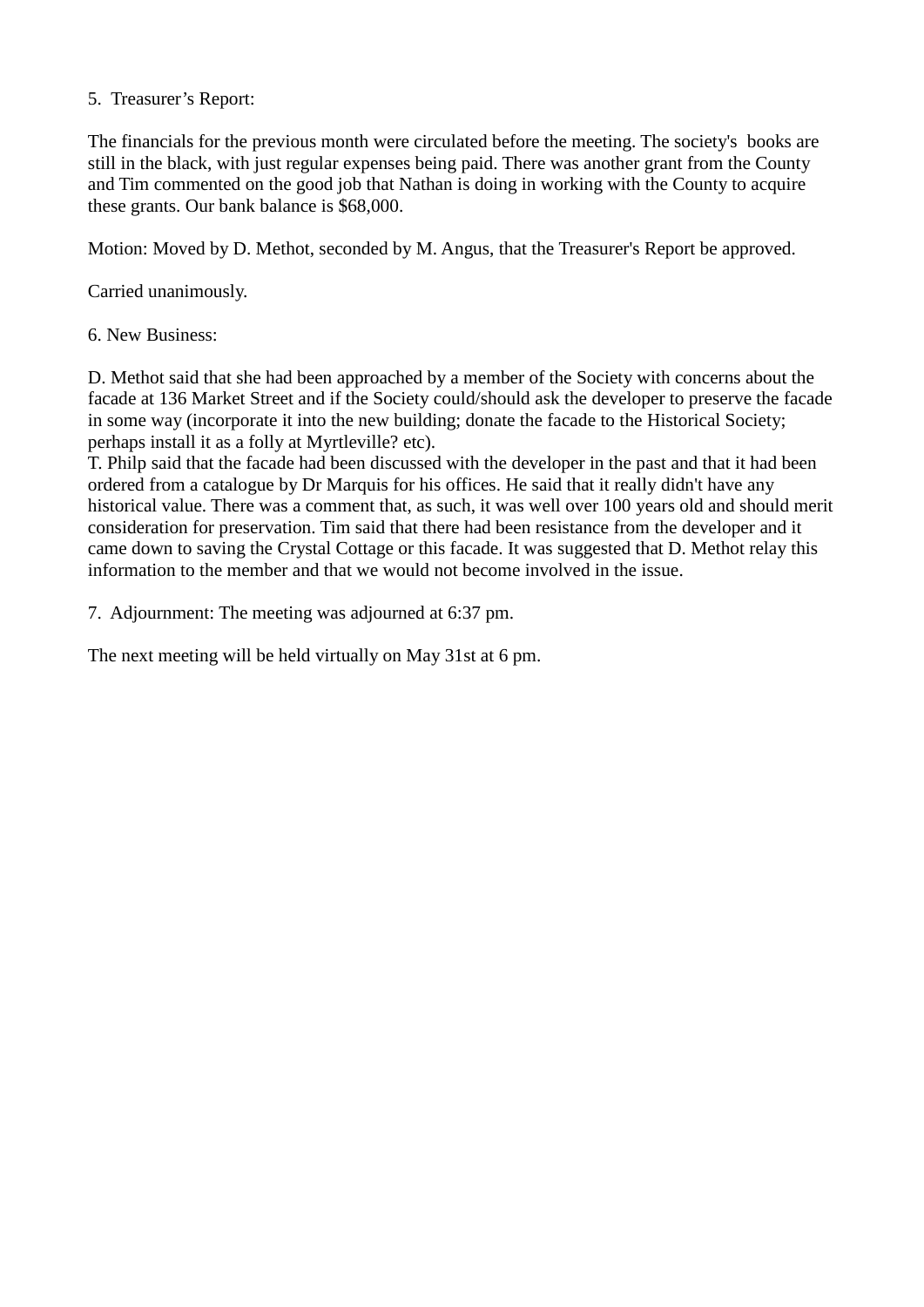5. Treasurer's Report:

The financials for the previous month were circulated before the meeting. The society's books are still in the black, with just regular expenses being paid. There was another grant from the County and Tim commented on the good job that Nathan is doing in working with the County to acquire these grants. Our bank balance is $68,000.

Motion: Moved by D. Methot, seconded by M. Angus, that the Treasurer's Report be approved.

Carried unanimously.

6. New Business:

D. Methot said that she had been approached by a member of the Society with concerns about the facade at 136 Market Street and if the Society could/should ask the developer to preserve the facade in some way (incorporate it into the new building; donate the facade to the Historical Society; perhaps install it as a folly at Myrtleville? etc).
T. Philp said that the facade had been discussed with the developer in the past and that it had been ordered from a catalogue by Dr Marquis for his offices. He said that it really didn't have any historical value. There was a comment that, as such, it was well over 100 years old and should merit consideration for preservation. Tim said that there had been resistance from the developer and it came down to saving the Crystal Cottage or this facade. It was suggested that D. Methot relay this information to the member and that we would not become involved in the issue.

7. Adjournment: The meeting was adjourned at 6:37 pm.

The next meeting will be held virtually on May 31st at 6 pm.